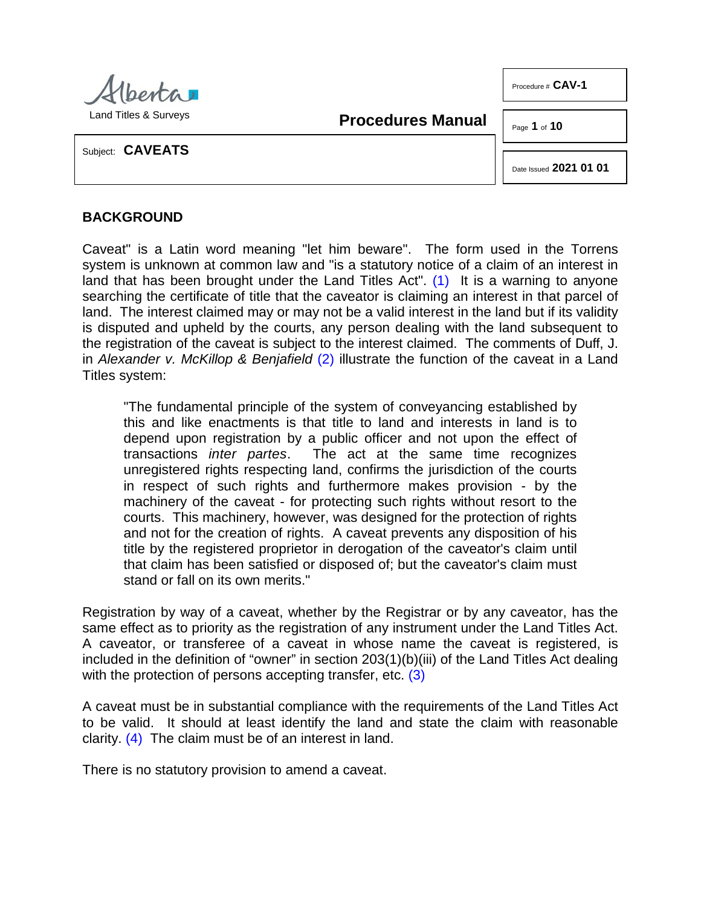Subject: **CAVEATS**

## BACKGROUND

Caveat" is a Latin word meaning "let him beware". The form used in the Torrens system is unknown at common law and "is a statutory notice of a claim of an interest in land that has been brought under the Land Titles Act". (1) It is a warning to anyone searching the certificate of title that the caveator is claiming an interest in that parcel of land. The interest claimed may or may not be a valid interest in the land but if its validity is disputed and upheld by the courts, any person dealing with the land subsequent to the registration of the caveat is subject to the interest claimed. The comments of Duff, J. in *Alexander v. McKillop & Benjafield* (2) illustrate the function of the caveat in a Land Titles system:

> "The fundamental principle of the system of conveyancing established by this and like enactments is that title to land and interests in land is to depend upon registration by a public officer and not upon the effect of transactions *inter partes*. The act at the same time recognizes unregistered rights respecting land, confirms the jurisdiction of the courts in respect of such rights and furthermore makes provision - by the machinery of the caveat - for protecting such rights without resort to the courts. This machinery, however, was designed for the protection of rights and not for the creation of rights. A caveat prevents any disposition of his title by the registered proprietor in derogation of the caveator's claim until that claim has been satisfied or disposed of; but the caveator's claim must stand or fall on its own merits."

Registration by way of a caveat, whether by the Registrar or by any caveator, has the same effect as to priority as the registration of any instrument under the Land Titles Act. A caveator, or transferee of a caveat in whose name the caveat is registered, is included in the definition of "owner" in section 203(1)(b)(iii) of the Land Titles Act dealing with the protection of persons accepting transfer, etc. (3)

A caveat must be in substantial compliance with the requirements of the Land Titles Act to be valid. It should at least identify the land and state the claim with reasonable clarity. (4) The claim must be of an interest in land.

There is no statutory provision to amend a caveat.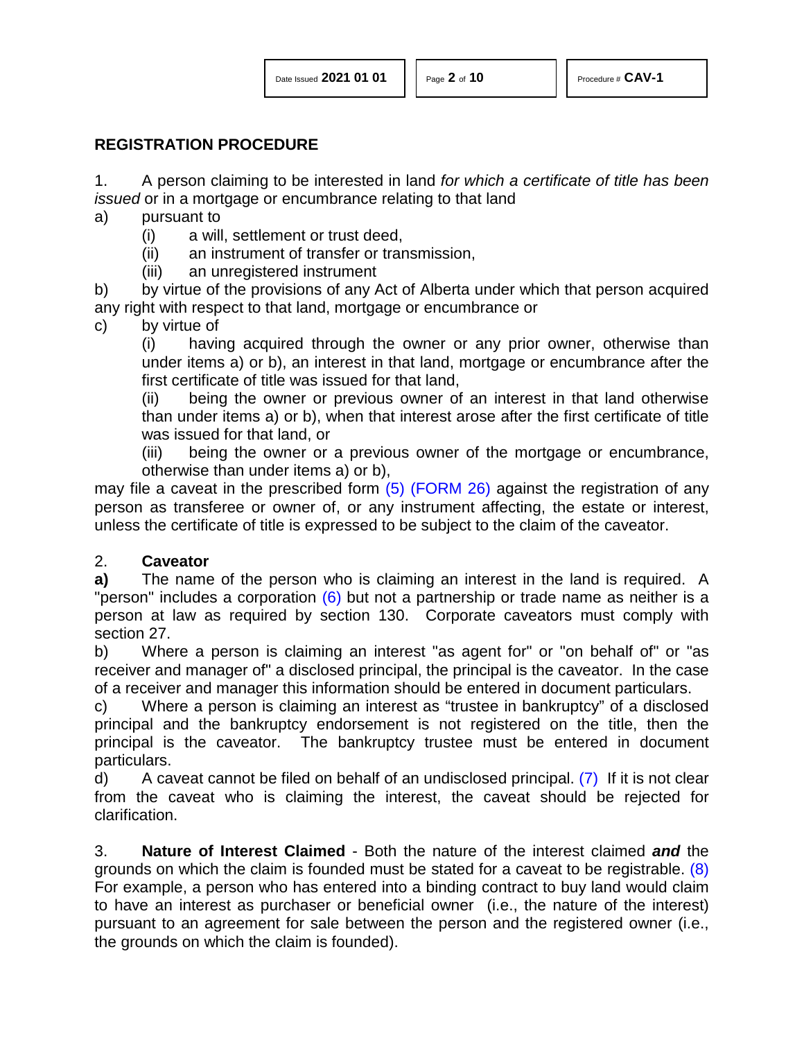## REGISTRATION PROCEDURE

1. A person claiming to be interested in land *for which a certificate of title has been issued* or in a mortgage or encumbrance relating to that land

a) pursuant to
   (i) a will, settlement or trust deed,
   (ii) an instrument of transfer or transmission,
   (iii) an unregistered instrument

b) by virtue of the provisions of any Act of Alberta under which that person acquired any right with respect to that land, mortgage or encumbrance or

c) by virtue of
   (i) having acquired through the owner or any prior owner, otherwise than under items a) or b), an interest in that land, mortgage or encumbrance after the first certificate of title was issued for that land,
   (ii) being the owner or previous owner of an interest in that land otherwise than under items a) or b), when that interest arose after the first certificate of title was issued for that land, or
   (iii) being the owner or a previous owner of the mortgage or encumbrance, otherwise than under items a) or b),

may file a caveat in the prescribed form (5) (FORM 26) against the registration of any person as transferee or owner of, or any instrument affecting, the estate or interest, unless the certificate of title is expressed to be subject to the claim of the caveator.

2. **Caveator**

**a)** The name of the person who is claiming an interest in the land is required. A "person" includes a corporation (6) but not a partnership or trade name as neither is a person at law as required by section 130. Corporate caveators must comply with section 27.

b) Where a person is claiming an interest "as agent for" or "on behalf of" or "as receiver and manager of" a disclosed principal, the principal is the caveator. In the case of a receiver and manager this information should be entered in document particulars.

c) Where a person is claiming an interest as “trustee in bankruptcy” of a disclosed principal and the bankruptcy endorsement is not registered on the title, then the principal is the caveator. The bankruptcy trustee must be entered in document particulars.

d) A caveat cannot be filed on behalf of an undisclosed principal. (7) If it is not clear from the caveat who is claiming the interest, the caveat should be rejected for clarification.

3. **Nature of Interest Claimed** - Both the nature of the interest claimed ***and*** the grounds on which the claim is founded must be stated for a caveat to be registrable. (8) For example, a person who has entered into a binding contract to buy land would claim to have an interest as purchaser or beneficial owner (i.e., the nature of the interest) pursuant to an agreement for sale between the person and the registered owner (i.e., the grounds on which the claim is founded).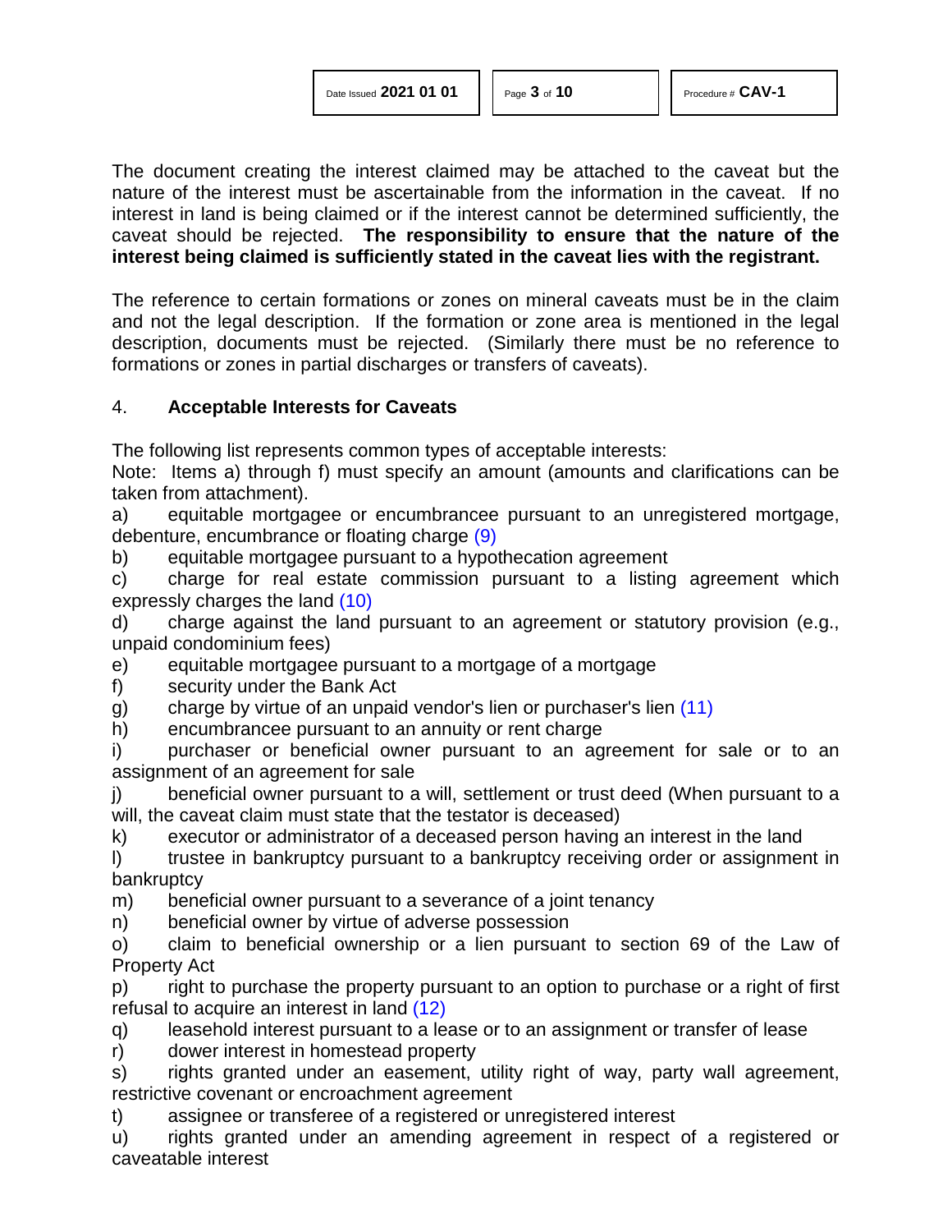The document creating the interest claimed may be attached to the caveat but the nature of the interest must be ascertainable from the information in the caveat. If no interest in land is being claimed or if the interest cannot be determined sufficiently, the caveat should be rejected. **The responsibility to ensure that the nature of the interest being claimed is sufficiently stated in the caveat lies with the registrant.**

The reference to certain formations or zones on mineral caveats must be in the claim and not the legal description. If the formation or zone area is mentioned in the legal description, documents must be rejected. (Similarly there must be no reference to formations or zones in partial discharges or transfers of caveats).

## 4. Acceptable Interests for Caveats

The following list represents common types of acceptable interests:

Note: Items a) through f) must specify an amount (amounts and clarifications can be taken from attachment).

a) equitable mortgagee or encumbrancee pursuant to an unregistered mortgage, debenture, encumbrance or floating charge (9)

b) equitable mortgagee pursuant to a hypothecation agreement

c) charge for real estate commission pursuant to a listing agreement which expressly charges the land (10)

d) charge against the land pursuant to an agreement or statutory provision (e.g., unpaid condominium fees)

e) equitable mortgagee pursuant to a mortgage of a mortgage

f) security under the Bank Act

g) charge by virtue of an unpaid vendor's lien or purchaser's lien (11)

h) encumbrancee pursuant to an annuity or rent charge

i) purchaser or beneficial owner pursuant to an agreement for sale or to an assignment of an agreement for sale

j) beneficial owner pursuant to a will, settlement or trust deed (When pursuant to a will, the caveat claim must state that the testator is deceased)

k) executor or administrator of a deceased person having an interest in the land

l) trustee in bankruptcy pursuant to a bankruptcy receiving order or assignment in bankruptcy

m) beneficial owner pursuant to a severance of a joint tenancy

n) beneficial owner by virtue of adverse possession

o) claim to beneficial ownership or a lien pursuant to section 69 of the Law of Property Act

p) right to purchase the property pursuant to an option to purchase or a right of first refusal to acquire an interest in land (12)

q) leasehold interest pursuant to a lease or to an assignment or transfer of lease

r) dower interest in homestead property

s) rights granted under an easement, utility right of way, party wall agreement, restrictive covenant or encroachment agreement

t) assignee or transferee of a registered or unregistered interest

u) rights granted under an amending agreement in respect of a registered or caveatable interest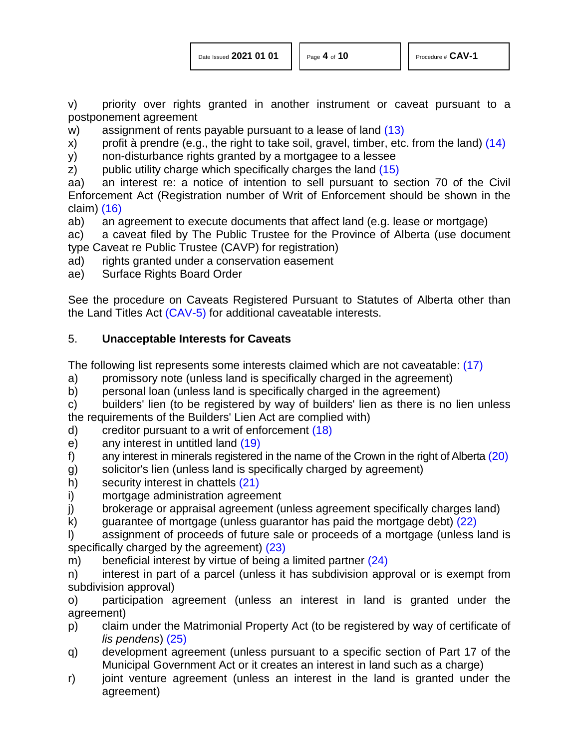v) priority over rights granted in another instrument or caveat pursuant to a postponement agreement

w) assignment of rents payable pursuant to a lease of land (13)

x) profit à prendre (e.g., the right to take soil, gravel, timber, etc. from the land) (14)

y) non-disturbance rights granted by a mortgagee to a lessee

z) public utility charge which specifically charges the land (15)

aa) an interest re: a notice of intention to sell pursuant to section 70 of the Civil Enforcement Act (Registration number of Writ of Enforcement should be shown in the claim) (16)

ab) an agreement to execute documents that affect land (e.g. lease or mortgage)

ac) a caveat filed by The Public Trustee for the Province of Alberta (use document type Caveat re Public Trustee (CAVP) for registration)

ad) rights granted under a conservation easement

ae) Surface Rights Board Order

See the procedure on Caveats Registered Pursuant to Statutes of Alberta other than the Land Titles Act (CAV-5) for additional caveatable interests.

## 5. **Unacceptable Interests for Caveats**

The following list represents some interests claimed which are not caveatable: (17)

a) promissory note (unless land is specifically charged in the agreement)

b) personal loan (unless land is specifically charged in the agreement)

c) builders' lien (to be registered by way of builders' lien as there is no lien unless the requirements of the Builders' Lien Act are complied with)

d) creditor pursuant to a writ of enforcement (18)

e) any interest in untitled land (19)

f) any interest in minerals registered in the name of the Crown in the right of Alberta (20)

g) solicitor's lien (unless land is specifically charged by agreement)

h) security interest in chattels (21)

i) mortgage administration agreement

j) brokerage or appraisal agreement (unless agreement specifically charges land)

k) guarantee of mortgage (unless guarantor has paid the mortgage debt) (22)

l) assignment of proceeds of future sale or proceeds of a mortgage (unless land is specifically charged by the agreement) (23)

m) beneficial interest by virtue of being a limited partner (24)

n) interest in part of a parcel (unless it has subdivision approval or is exempt from subdivision approval)

o) participation agreement (unless an interest in land is granted under the agreement)

p) claim under the Matrimonial Property Act (to be registered by way of certificate of *lis pendens*) (25)

q) development agreement (unless pursuant to a specific section of Part 17 of the Municipal Government Act or it creates an interest in land such as a charge)

r) joint venture agreement (unless an interest in the land is granted under the agreement)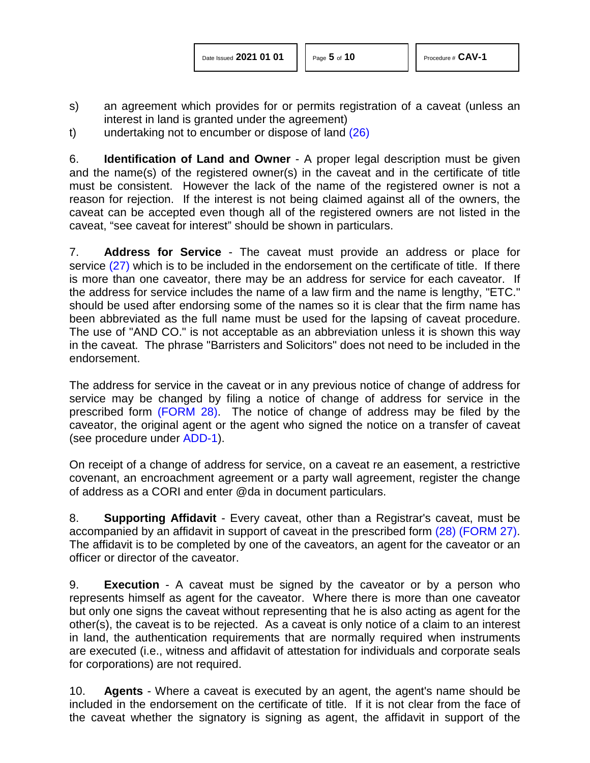s) an agreement which provides for or permits registration of a caveat (unless an interest in land is granted under the agreement)

t) undertaking not to encumber or dispose of land (26)

6. **Identification of Land and Owner** - A proper legal description must be given and the name(s) of the registered owner(s) in the caveat and in the certificate of title must be consistent. However the lack of the name of the registered owner is not a reason for rejection. If the interest is not being claimed against all of the owners, the caveat can be accepted even though all of the registered owners are not listed in the caveat, "see caveat for interest" should be shown in particulars.

7. **Address for Service** - The caveat must provide an address or place for service (27) which is to be included in the endorsement on the certificate of title. If there is more than one caveator, there may be an address for service for each caveator. If the address for service includes the name of a law firm and the name is lengthy, "ETC." should be used after endorsing some of the names so it is clear that the firm name has been abbreviated as the full name must be used for the lapsing of caveat procedure. The use of "AND CO." is not acceptable as an abbreviation unless it is shown this way in the caveat. The phrase "Barristers and Solicitors" does not need to be included in the endorsement.

The address for service in the caveat or in any previous notice of change of address for service may be changed by filing a notice of change of address for service in the prescribed form (FORM 28). The notice of change of address may be filed by the caveator, the original agent or the agent who signed the notice on a transfer of caveat (see procedure under ADD-1).

On receipt of a change of address for service, on a caveat re an easement, a restrictive covenant, an encroachment agreement or a party wall agreement, register the change of address as a CORI and enter @da in document particulars.

8. **Supporting Affidavit** - Every caveat, other than a Registrar's caveat, must be accompanied by an affidavit in support of caveat in the prescribed form (28) (FORM 27). The affidavit is to be completed by one of the caveators, an agent for the caveator or an officer or director of the caveator.

9. **Execution** - A caveat must be signed by the caveator or by a person who represents himself as agent for the caveator. Where there is more than one caveator but only one signs the caveat without representing that he is also acting as agent for the other(s), the caveat is to be rejected. As a caveat is only notice of a claim to an interest in land, the authentication requirements that are normally required when instruments are executed (i.e., witness and affidavit of attestation for individuals and corporate seals for corporations) are not required.

10. **Agents** - Where a caveat is executed by an agent, the agent's name should be included in the endorsement on the certificate of title. If it is not clear from the face of the caveat whether the signatory is signing as agent, the affidavit in support of the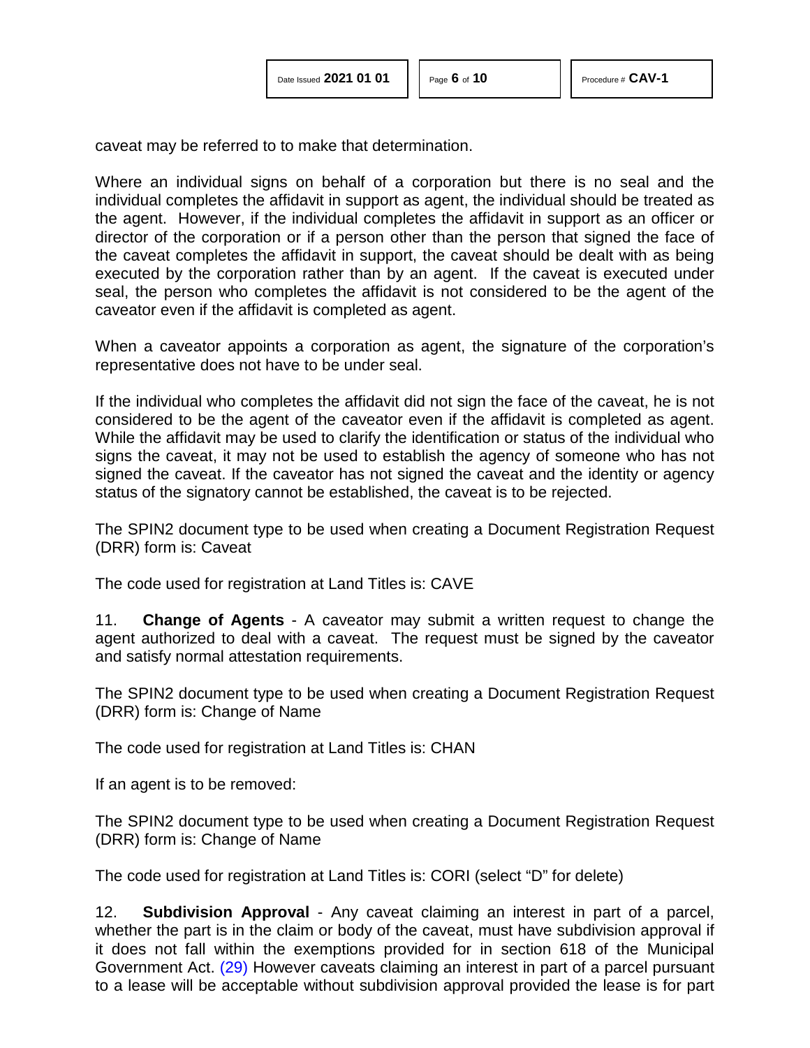caveat may be referred to to make that determination.

Where an individual signs on behalf of a corporation but there is no seal and the individual completes the affidavit in support as agent, the individual should be treated as the agent. However, if the individual completes the affidavit in support as an officer or director of the corporation or if a person other than the person that signed the face of the caveat completes the affidavit in support, the caveat should be dealt with as being executed by the corporation rather than by an agent. If the caveat is executed under seal, the person who completes the affidavit is not considered to be the agent of the caveator even if the affidavit is completed as agent.

When a caveator appoints a corporation as agent, the signature of the corporation's representative does not have to be under seal.

If the individual who completes the affidavit did not sign the face of the caveat, he is not considered to be the agent of the caveator even if the affidavit is completed as agent. While the affidavit may be used to clarify the identification or status of the individual who signs the caveat, it may not be used to establish the agency of someone who has not signed the caveat. If the caveator has not signed the caveat and the identity or agency status of the signatory cannot be established, the caveat is to be rejected.

The SPIN2 document type to be used when creating a Document Registration Request (DRR) form is: Caveat

The code used for registration at Land Titles is: CAVE

11. **Change of Agents** - A caveator may submit a written request to change the agent authorized to deal with a caveat. The request must be signed by the caveator and satisfy normal attestation requirements.

The SPIN2 document type to be used when creating a Document Registration Request (DRR) form is: Change of Name

The code used for registration at Land Titles is: CHAN

If an agent is to be removed:

The SPIN2 document type to be used when creating a Document Registration Request (DRR) form is: Change of Name

The code used for registration at Land Titles is: CORI (select "D" for delete)

12. **Subdivision Approval** - Any caveat claiming an interest in part of a parcel, whether the part is in the claim or body of the caveat, must have subdivision approval if it does not fall within the exemptions provided for in section 618 of the Municipal Government Act. (29) However caveats claiming an interest in part of a parcel pursuant to a lease will be acceptable without subdivision approval provided the lease is for part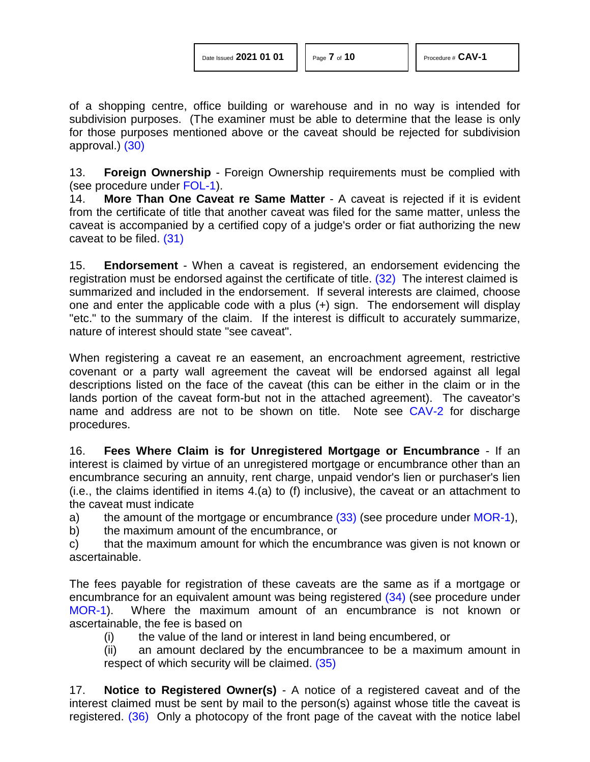of a shopping centre, office building or warehouse and in no way is intended for subdivision purposes. (The examiner must be able to determine that the lease is only for those purposes mentioned above or the caveat should be rejected for subdivision approval.) (30)

13. **Foreign Ownership** - Foreign Ownership requirements must be complied with (see procedure under FOL-1).

14. **More Than One Caveat re Same Matter** - A caveat is rejected if it is evident from the certificate of title that another caveat was filed for the same matter, unless the caveat is accompanied by a certified copy of a judge's order or fiat authorizing the new caveat to be filed. (31)

15. **Endorsement** - When a caveat is registered, an endorsement evidencing the registration must be endorsed against the certificate of title. (32) The interest claimed is summarized and included in the endorsement. If several interests are claimed, choose one and enter the applicable code with a plus (+) sign. The endorsement will display "etc." to the summary of the claim. If the interest is difficult to accurately summarize, nature of interest should state "see caveat".

When registering a caveat re an easement, an encroachment agreement, restrictive covenant or a party wall agreement the caveat will be endorsed against all legal descriptions listed on the face of the caveat (this can be either in the claim or in the lands portion of the caveat form-but not in the attached agreement). The caveator's name and address are not to be shown on title. Note see CAV-2 for discharge procedures.

16. **Fees Where Claim is for Unregistered Mortgage or Encumbrance** - If an interest is claimed by virtue of an unregistered mortgage or encumbrance other than an encumbrance securing an annuity, rent charge, unpaid vendor's lien or purchaser's lien (i.e., the claims identified in items 4.(a) to (f) inclusive), the caveat or an attachment to the caveat must indicate

a) the amount of the mortgage or encumbrance (33) (see procedure under MOR-1),
b) the maximum amount of the encumbrance, or
c) that the maximum amount for which the encumbrance was given is not known or ascertainable.

The fees payable for registration of these caveats are the same as if a mortgage or encumbrance for an equivalent amount was being registered (34) (see procedure under MOR-1). Where the maximum amount of an encumbrance is not known or ascertainable, the fee is based on

(i) the value of the land or interest in land being encumbered, or
(ii) an amount declared by the encumbrancee to be a maximum amount in respect of which security will be claimed. (35)

17. **Notice to Registered Owner(s)** - A notice of a registered caveat and of the interest claimed must be sent by mail to the person(s) against whose title the caveat is registered. (36) Only a photocopy of the front page of the caveat with the notice label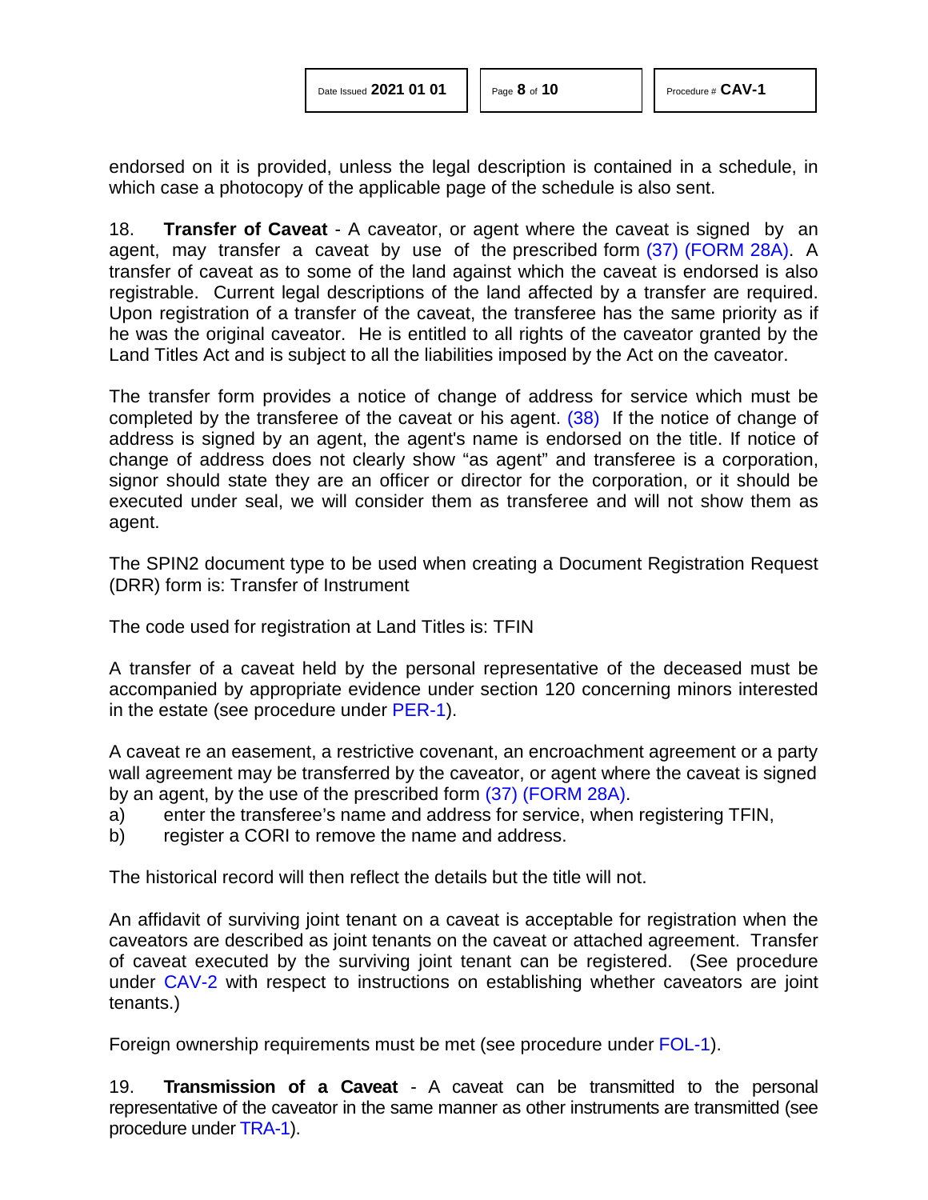endorsed on it is provided, unless the legal description is contained in a schedule, in which case a photocopy of the applicable page of the schedule is also sent.

18. **Transfer of Caveat** - A caveator, or agent where the caveat is signed by an agent, may transfer a caveat by use of the prescribed form (37) (FORM 28A). A transfer of caveat as to some of the land against which the caveat is endorsed is also registrable. Current legal descriptions of the land affected by a transfer are required. Upon registration of a transfer of the caveat, the transferee has the same priority as if he was the original caveator. He is entitled to all rights of the caveator granted by the Land Titles Act and is subject to all the liabilities imposed by the Act on the caveator.

The transfer form provides a notice of change of address for service which must be completed by the transferee of the caveat or his agent. (38) If the notice of change of address is signed by an agent, the agent's name is endorsed on the title. If notice of change of address does not clearly show "as agent" and transferee is a corporation, signor should state they are an officer or director for the corporation, or it should be executed under seal, we will consider them as transferee and will not show them as agent.

The SPIN2 document type to be used when creating a Document Registration Request (DRR) form is: Transfer of Instrument

The code used for registration at Land Titles is: TFIN

A transfer of a caveat held by the personal representative of the deceased must be accompanied by appropriate evidence under section 120 concerning minors interested in the estate (see procedure under PER-1).

A caveat re an easement, a restrictive covenant, an encroachment agreement or a party wall agreement may be transferred by the caveator, or agent where the caveat is signed by an agent, by the use of the prescribed form (37) (FORM 28A).

a) enter the transferee's name and address for service, when registering TFIN,
b) register a CORI to remove the name and address.

The historical record will then reflect the details but the title will not.

An affidavit of surviving joint tenant on a caveat is acceptable for registration when the caveators are described as joint tenants on the caveat or attached agreement. Transfer of caveat executed by the surviving joint tenant can be registered. (See procedure under CAV-2 with respect to instructions on establishing whether caveators are joint tenants.)

Foreign ownership requirements must be met (see procedure under FOL-1).

19. **Transmission of a Caveat** - A caveat can be transmitted to the personal representative of the caveator in the same manner as other instruments are transmitted (see procedure under TRA-1).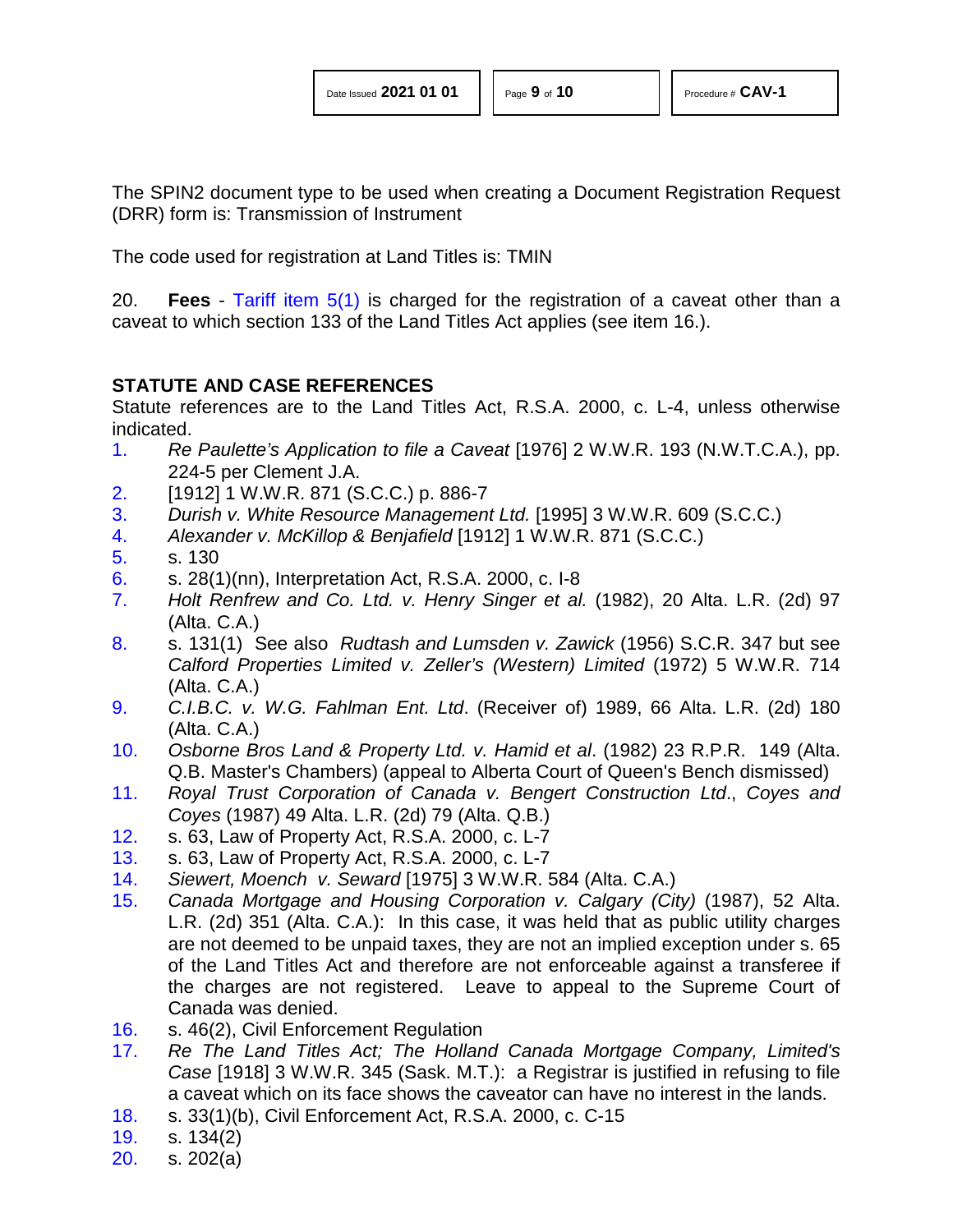The SPIN2 document type to be used when creating a Document Registration Request (DRR) form is: Transmission of Instrument

The code used for registration at Land Titles is: TMIN

20. **Fees** - Tariff item 5(1) is charged for the registration of a caveat other than a caveat to which section 133 of the Land Titles Act applies (see item 16.).

## STATUTE AND CASE REFERENCES

Statute references are to the Land Titles Act, R.S.A. 2000, c. L-4, unless otherwise indicated.

1. *Re Paulette's Application to file a Caveat* [1976] 2 W.W.R. 193 (N.W.T.C.A.), pp. 224-5 per Clement J.A.
2. [1912] 1 W.W.R. 871 (S.C.C.) p. 886-7
3. *Durish v. White Resource Management Ltd.* [1995] 3 W.W.R. 609 (S.C.C.)
4. *Alexander v. McKillop & Benjafield* [1912] 1 W.W.R. 871 (S.C.C.)
5. s. 130
6. s. 28(1)(nn), Interpretation Act, R.S.A. 2000, c. I-8
7. *Holt Renfrew and Co. Ltd. v. Henry Singer et al.* (1982), 20 Alta. L.R. (2d) 97 (Alta. C.A.)
8. s. 131(1) See also *Rudtash and Lumsden v. Zawick* (1956) S.C.R. 347 but see *Calford Properties Limited v. Zeller's (Western) Limited* (1972) 5 W.W.R. 714 (Alta. C.A.)
9. *C.I.B.C. v. W.G. Fahlman Ent. Ltd*. (Receiver of) 1989, 66 Alta. L.R. (2d) 180 (Alta. C.A.)
10. *Osborne Bros Land & Property Ltd. v. Hamid et al*. (1982) 23 R.P.R. 149 (Alta. Q.B. Master's Chambers) (appeal to Alberta Court of Queen's Bench dismissed)
11. *Royal Trust Corporation of Canada v. Bengert Construction Ltd*., *Coyes and Coyes* (1987) 49 Alta. L.R. (2d) 79 (Alta. Q.B.)
12. s. 63, Law of Property Act, R.S.A. 2000, c. L-7
13. s. 63, Law of Property Act, R.S.A. 2000, c. L-7
14. *Siewert, Moench v. Seward* [1975] 3 W.W.R. 584 (Alta. C.A.)
15. *Canada Mortgage and Housing Corporation v. Calgary (City)* (1987), 52 Alta. L.R. (2d) 351 (Alta. C.A.): In this case, it was held that as public utility charges are not deemed to be unpaid taxes, they are not an implied exception under s. 65 of the Land Titles Act and therefore are not enforceable against a transferee if the charges are not registered. Leave to appeal to the Supreme Court of Canada was denied.
16. s. 46(2), Civil Enforcement Regulation
17. *Re The Land Titles Act; The Holland Canada Mortgage Company, Limited's Case* [1918] 3 W.W.R. 345 (Sask. M.T.): a Registrar is justified in refusing to file a caveat which on its face shows the caveator can have no interest in the lands.
18. s. 33(1)(b), Civil Enforcement Act, R.S.A. 2000, c. C-15
19. s. 134(2)
20. s. 202(a)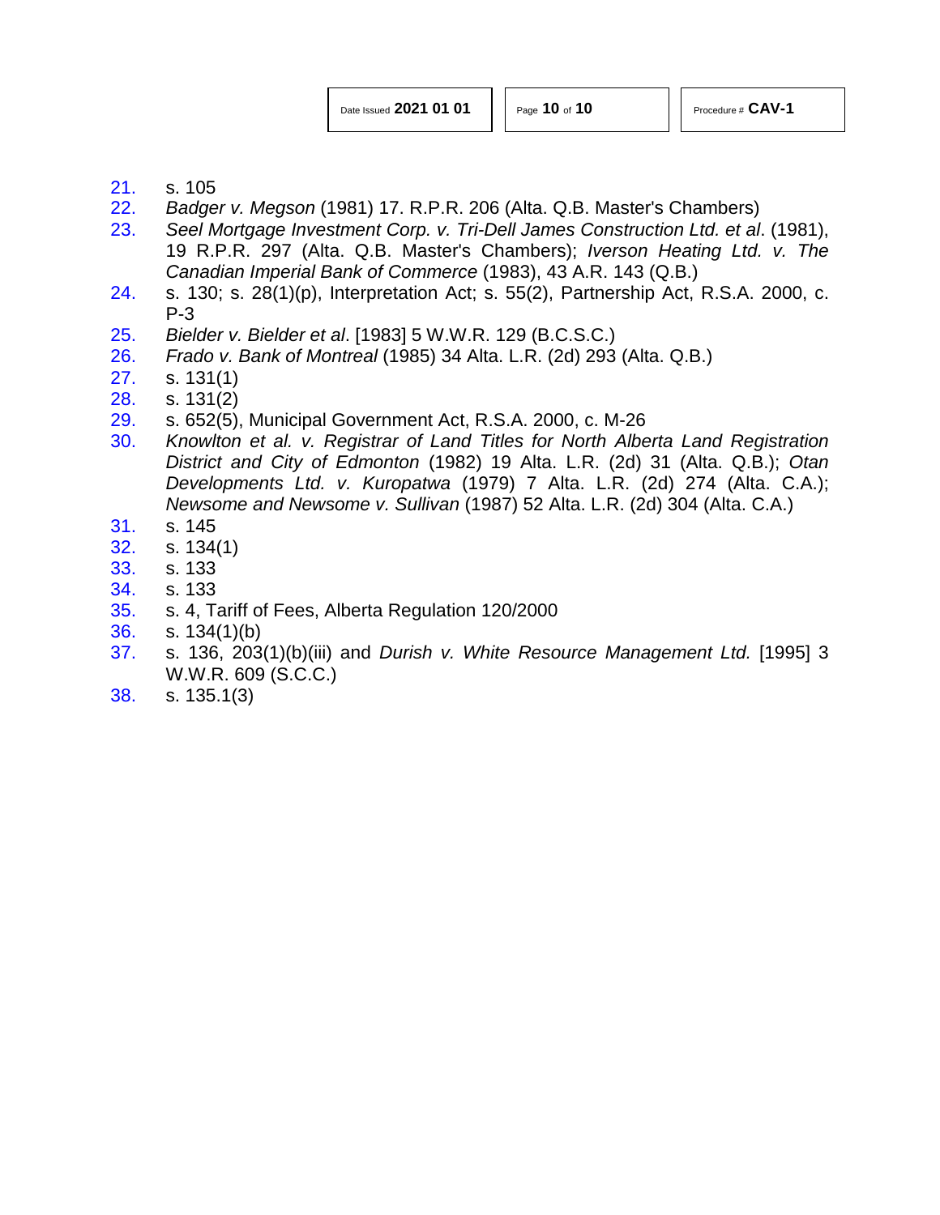21. s. 105
22. *Badger v. Megson* (1981) 17. R.P.R. 206 (Alta. Q.B. Master's Chambers)
23. *Seel Mortgage Investment Corp. v. Tri-Dell James Construction Ltd. et al*. (1981), 19 R.P.R. 297 (Alta. Q.B. Master's Chambers); *Iverson Heating Ltd. v. The Canadian Imperial Bank of Commerce* (1983), 43 A.R. 143 (Q.B.)
24. s. 130; s. 28(1)(p), Interpretation Act; s. 55(2), Partnership Act, R.S.A. 2000, c. P-3
25. *Bielder v. Bielder et al*. [1983] 5 W.W.R. 129 (B.C.S.C.)
26. *Frado v. Bank of Montreal* (1985) 34 Alta. L.R. (2d) 293 (Alta. Q.B.)
27. s. 131(1)
28. s. 131(2)
29. s. 652(5), Municipal Government Act, R.S.A. 2000, c. M-26
30. *Knowlton et al. v. Registrar of Land Titles for North Alberta Land Registration District and City of Edmonton* (1982) 19 Alta. L.R. (2d) 31 (Alta. Q.B.); *Otan Developments Ltd. v. Kuropatwa* (1979) 7 Alta. L.R. (2d) 274 (Alta. C.A.); *Newsome and Newsome v. Sullivan* (1987) 52 Alta. L.R. (2d) 304 (Alta. C.A.)
31. s. 145
32. s. 134(1)
33. s. 133
34. s. 133
35. s. 4, Tariff of Fees, Alberta Regulation 120/2000
36. s. 134(1)(b)
37. s. 136, 203(1)(b)(iii) and *Durish v. White Resource Management Ltd.* [1995] 3 W.W.R. 609 (S.C.C.)
38. s. 135.1(3)